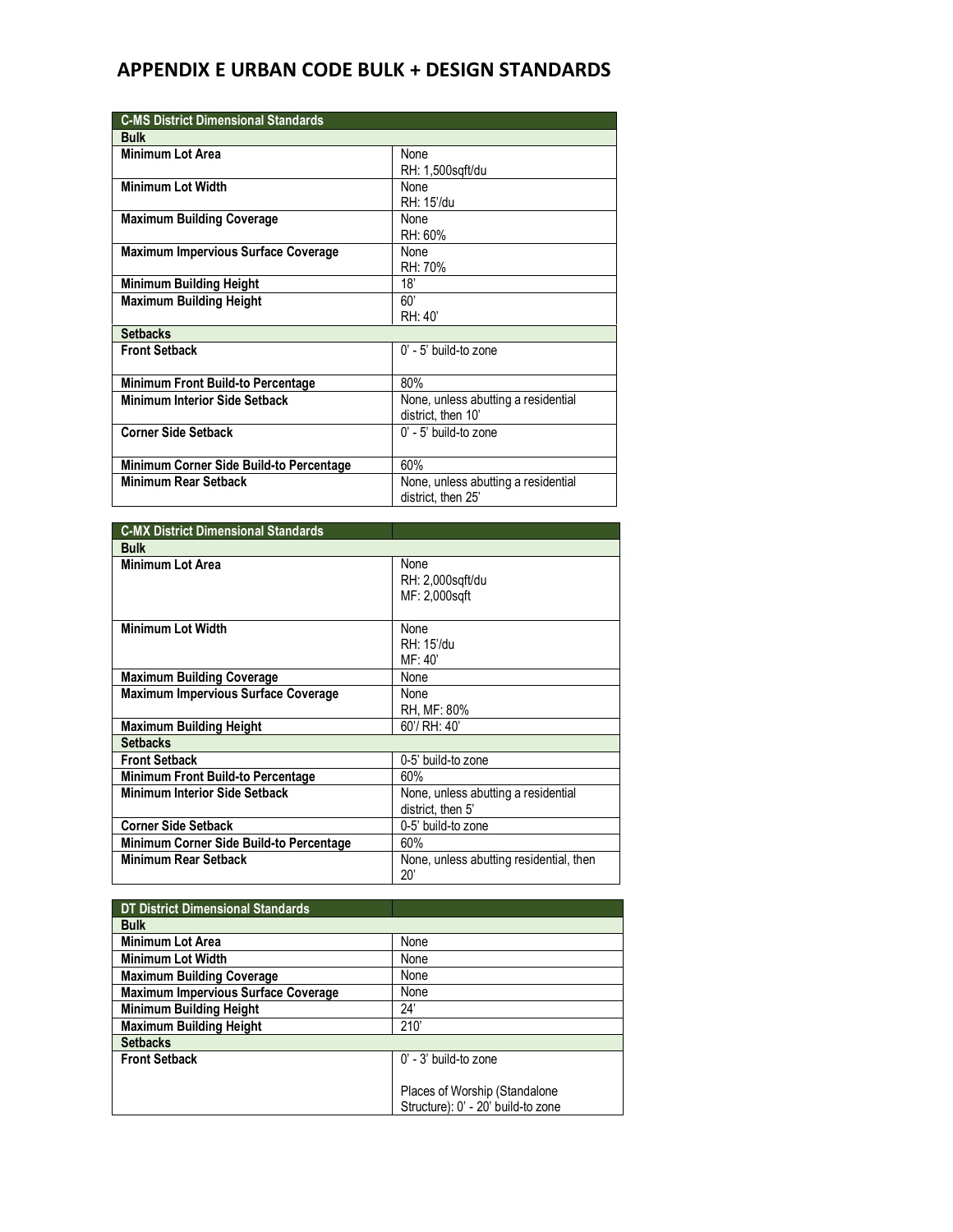# APPENDIX E URBAN CODE BULK + DESIGN STANDARDS

| C-MS District Dimensional Standards | |
|---|---|
| **Bulk** | |
| **Minimum Lot Area** | None<br>RH: 1,500sqft/du |
| **Minimum Lot Width** | None<br>RH: 15'/du |
| **Maximum Building Coverage** | None<br>RH: 60% |
| **Maximum Impervious Surface Coverage** | None<br>RH: 70% |
| **Minimum Building Height** | 18' |
| **Maximum Building Height** | 60'<br>RH: 40' |
| **Setbacks** | |
| **Front Setback** | 0' - 5' build-to zone |
| **Minimum Front Build-to Percentage** | 80% |
| **Minimum Interior Side Setback** | None, unless abutting a residential district, then 10' |
| **Corner Side Setback** | 0' - 5' build-to zone |
| **Minimum Corner Side Build-to Percentage** | 60% |
| **Minimum Rear Setback** | None, unless abutting a residential district, then 25' |

| C-MX District Dimensional Standards | |
|---|---|
| **Bulk** | |
| **Minimum Lot Area** | None<br>RH: 2,000sqft/du<br>MF: 2,000sqft |
| **Minimum Lot Width** | None<br>RH: 15'/du<br>MF: 40' |
| **Maximum Building Coverage** | None |
| **Maximum Impervious Surface Coverage** | None<br>RH, MF: 80% |
| **Maximum Building Height** | 60'/ RH: 40' |
| **Setbacks** | |
| **Front Setback** | 0-5' build-to zone |
| **Minimum Front Build-to Percentage** | 60% |
| **Minimum Interior Side Setback** | None, unless abutting a residential district, then 5' |
| **Corner Side Setback** | 0-5' build-to zone |
| **Minimum Corner Side Build-to Percentage** | 60% |
| **Minimum Rear Setback** | None, unless abutting residential, then 20' |

| DT District Dimensional Standards | |
|---|---|
| **Bulk** | |
| **Minimum Lot Area** | None |
| **Minimum Lot Width** | None |
| **Maximum Building Coverage** | None |
| **Maximum Impervious Surface Coverage** | None |
| **Minimum Building Height** | 24' |
| **Maximum Building Height** | 210' |
| **Setbacks** | |
| **Front Setback** | 0' - 3' build-to zone<br><br>Places of Worship (Standalone Structure): 0' - 20' build-to zone |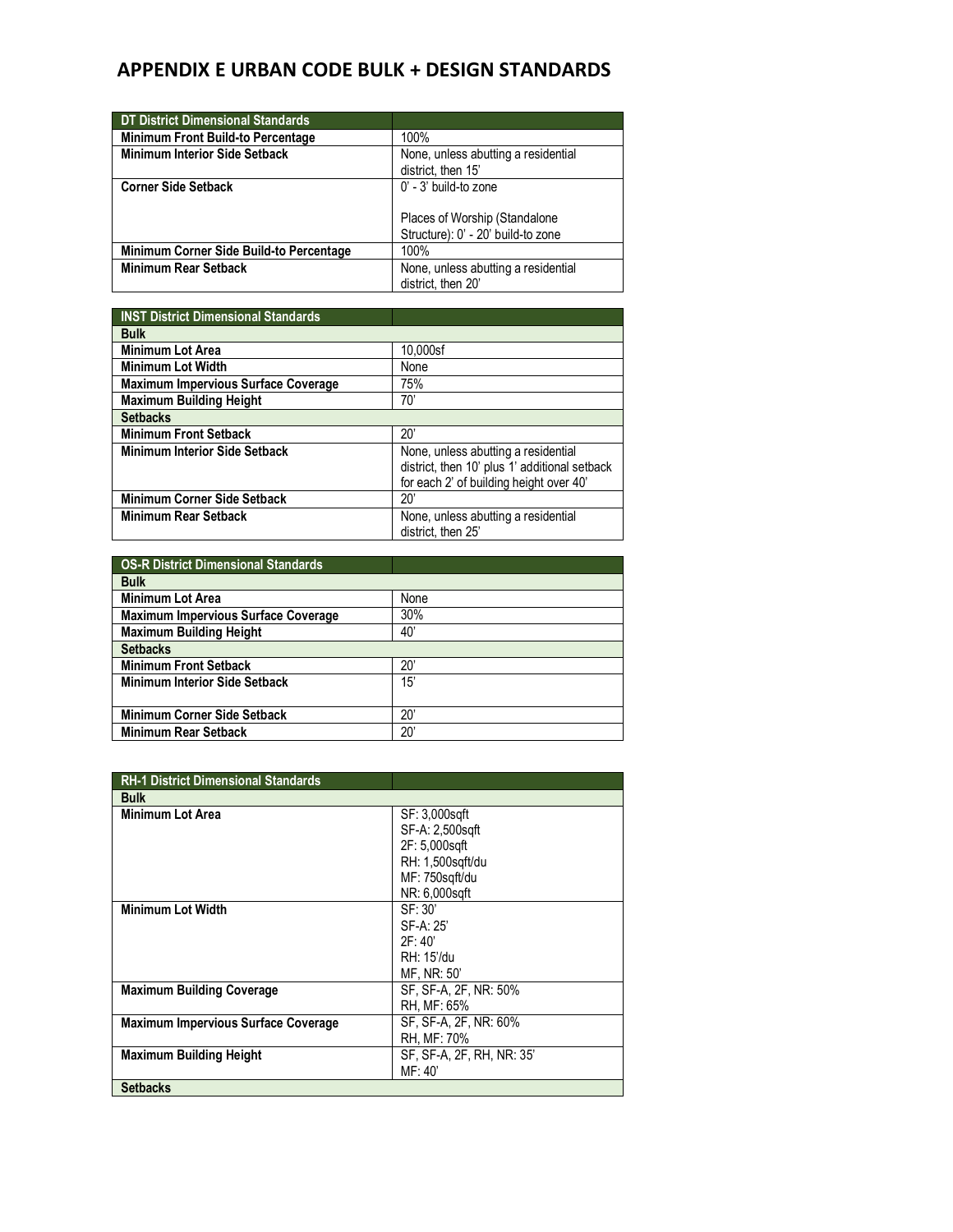# APPENDIX E URBAN CODE BULK + DESIGN STANDARDS

| DT District Dimensional Standards | |
|---|---|
| **Minimum Front Build-to Percentage** | 100% |
| **Minimum Interior Side Setback** | None, unless abutting a residential district, then 15' |
| **Corner Side Setback** | 0' - 3' build-to zone<br><br>Places of Worship (Standalone Structure): 0' - 20' build-to zone |
| **Minimum Corner Side Build-to Percentage** | 100% |
| **Minimum Rear Setback** | None, unless abutting a residential district, then 20' |

| INST District Dimensional Standards | |
|---|---|
| **Bulk** | |
| **Minimum Lot Area** | 10,000sf |
| **Minimum Lot Width** | None |
| **Maximum Impervious Surface Coverage** | 75% |
| **Maximum Building Height** | 70' |
| **Setbacks** | |
| **Minimum Front Setback** | 20' |
| **Minimum Interior Side Setback** | None, unless abutting a residential district, then 10' plus 1' additional setback for each 2' of building height over 40' |
| **Minimum Corner Side Setback** | 20' |
| **Minimum Rear Setback** | None, unless abutting a residential district, then 25' |

| OS-R District Dimensional Standards | |
|---|---|
| **Bulk** | |
| **Minimum Lot Area** | None |
| **Maximum Impervious Surface Coverage** | 30% |
| **Maximum Building Height** | 40' |
| **Setbacks** | |
| **Minimum Front Setback** | 20' |
| **Minimum Interior Side Setback** | 15' |
| **Minimum Corner Side Setback** | 20' |
| **Minimum Rear Setback** | 20' |

| RH-1 District Dimensional Standards | |
|---|---|
| **Bulk** | |
| **Minimum Lot Area** | SF: 3,000sqft<br>SF-A: 2,500sqft<br>2F: 5,000sqft<br>RH: 1,500sqft/du<br>MF: 750sqft/du<br>NR: 6,000sqft |
| **Minimum Lot Width** | SF: 30'<br>SF-A: 25'<br>2F: 40'<br>RH: 15'/du<br>MF, NR: 50' |
| **Maximum Building Coverage** | SF, SF-A, 2F, NR: 50%<br>RH, MF: 65% |
| **Maximum Impervious Surface Coverage** | SF, SF-A, 2F, NR: 60%<br>RH, MF: 70% |
| **Maximum Building Height** | SF, SF-A, 2F, RH, NR: 35'<br>MF: 40' |
| **Setbacks** | |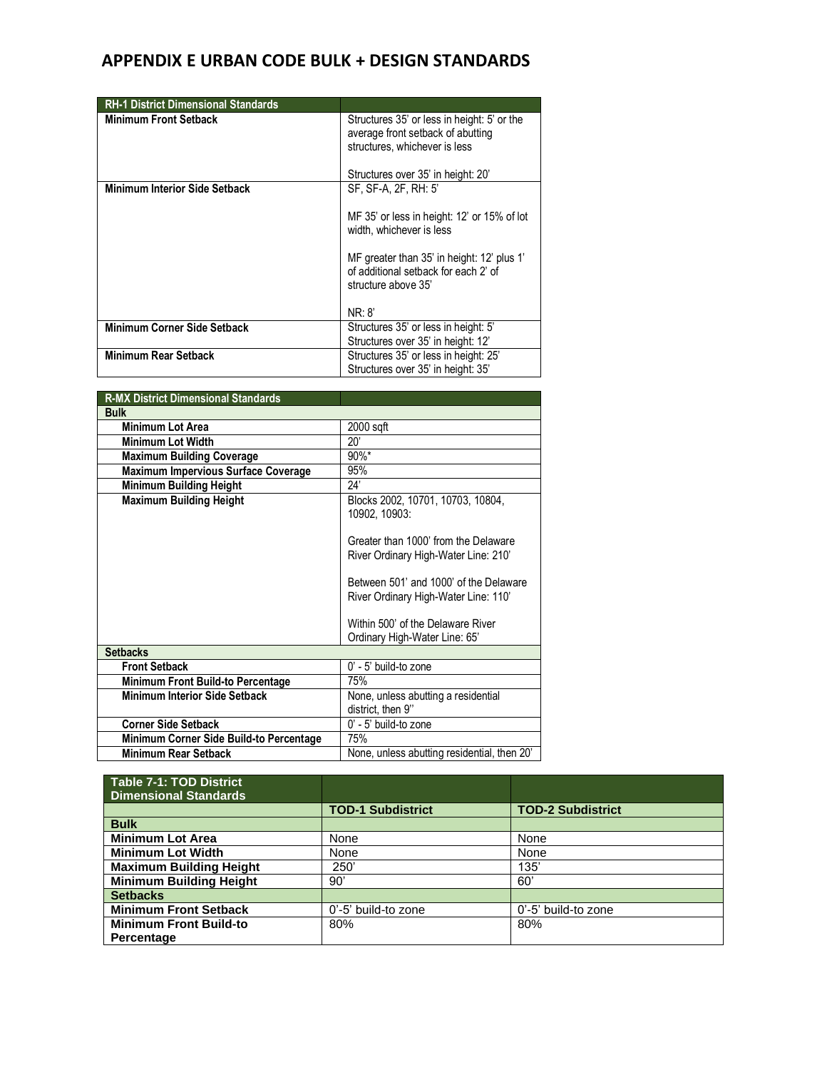# APPENDIX E URBAN CODE BULK + DESIGN STANDARDS

| RH-1 District Dimensional Standards | |
|---|---|
| **Minimum Front Setback** | Structures 35' or less in height: 5' or the average front setback of abutting structures, whichever is less<br><br>Structures over 35' in height: 20' |
| **Minimum Interior Side Setback** | SF, SF-A, 2F, RH: 5'<br><br>MF 35' or less in height: 12' or 15% of lot width, whichever is less<br><br>MF greater than 35' in height: 12' plus 1' of additional setback for each 2' of structure above 35'<br><br>NR: 8' |
| **Minimum Corner Side Setback** | Structures 35' or less in height: 5'<br>Structures over 35' in height: 12' |
| **Minimum Rear Setback** | Structures 35' or less in height: 25'<br>Structures over 35' in height: 35' |

| R-MX District Dimensional Standards | |
|---|---|
| **Bulk** | |
| **Minimum Lot Area** | 2000 sqft |
| **Minimum Lot Width** | 20' |
| **Maximum Building Coverage** | 90%* |
| **Maximum Impervious Surface Coverage** | 95% |
| **Minimum Building Height** | 24' |
| **Maximum Building Height** | Blocks 2002, 10701, 10703, 10804, 10902, 10903:<br><br>Greater than 1000' from the Delaware River Ordinary High-Water Line: 210'<br><br>Between 501' and 1000' of the Delaware River Ordinary High-Water Line: 110'<br><br>Within 500' of the Delaware River Ordinary High-Water Line: 65' |
| **Setbacks** | |
| **Front Setback** | 0' - 5' build-to zone |
| **Minimum Front Build-to Percentage** | 75% |
| **Minimum Interior Side Setback** | None, unless abutting a residential district, then 9'' |
| **Corner Side Setback** | 0' - 5' build-to zone |
| **Minimum Corner Side Build-to Percentage** | 75% |
| **Minimum Rear Setback** | None, unless abutting residential, then 20' |

| Table 7-1: TOD District Dimensional Standards | | |
|---|---|---|
| | **TOD-1 Subdistrict** | **TOD-2 Subdistrict** |
| **Bulk** | | |
| **Minimum Lot Area** | None | None |
| **Minimum Lot Width** | None | None |
| **Maximum Building Height** | 250' | 135' |
| **Minimum Building Height** | 90' | 60' |
| **Setbacks** | | |
| **Minimum Front Setback** | 0'-5' build-to zone | 0'-5' build-to zone |
| **Minimum Front Build-to Percentage** | 80% | 80% |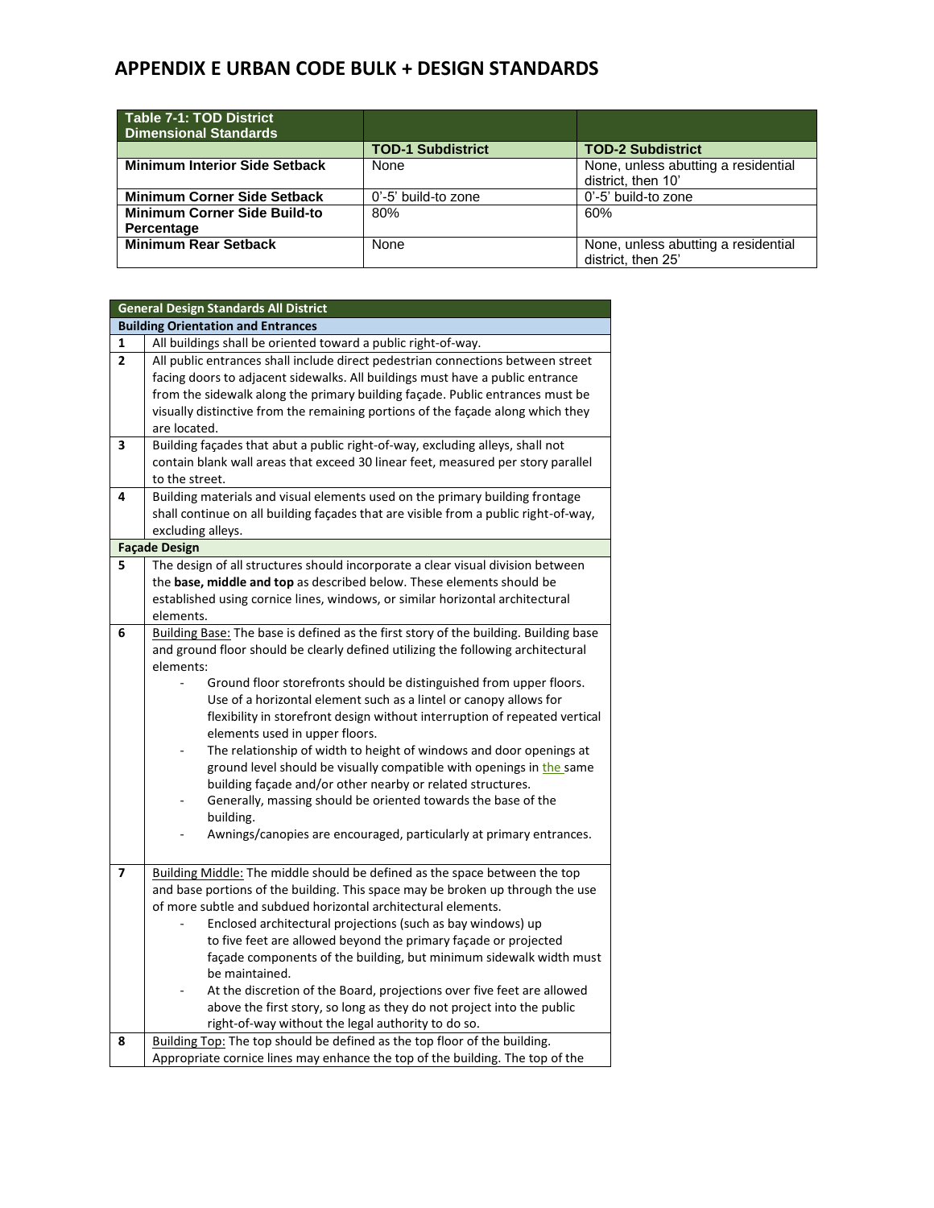# APPENDIX E URBAN CODE BULK + DESIGN STANDARDS

| Table 7-1: TOD District Dimensional Standards | | |
|---|---|---|
| | **TOD-1 Subdistrict** | **TOD-2 Subdistrict** |
| **Minimum Interior Side Setback** | None | None, unless abutting a residential district, then 10' |
| **Minimum Corner Side Setback** | 0'-5' build-to zone | 0'-5' build-to zone |
| **Minimum Corner Side Build-to Percentage** | 80% | 60% |
| **Minimum Rear Setback** | None | None, unless abutting a residential district, then 25' |

| General Design Standards All District | |
|---|---|
| **Building Orientation and Entrances** | |
| **1** | All buildings shall be oriented toward a public right-of-way. |
| **2** | All public entrances shall include direct pedestrian connections between street facing doors to adjacent sidewalks. All buildings must have a public entrance from the sidewalk along the primary building façade. Public entrances must be visually distinctive from the remaining portions of the façade along which they are located. |
| **3** | Building façades that abut a public right-of-way, excluding alleys, shall not contain blank wall areas that exceed 30 linear feet, measured per story parallel to the street. |
| **4** | Building materials and visual elements used on the primary building frontage shall continue on all building façades that are visible from a public right-of-way, excluding alleys. |
| **Façade Design** | |
| **5** | The design of all structures should incorporate a clear visual division between the **base, middle and top** as described below. These elements should be established using cornice lines, windows, or similar horizontal architectural elements. |
| **6** | Building Base: The base is defined as the first story of the building. Building base and ground floor should be clearly defined utilizing the following architectural elements:<br>- Ground floor storefronts should be distinguished from upper floors. Use of a horizontal element such as a lintel or canopy allows for flexibility in storefront design without interruption of repeated vertical elements used in upper floors.<br>- The relationship of width to height of windows and door openings at ground level should be visually compatible with openings in the same building façade and/or other nearby or related structures.<br>- Generally, massing should be oriented towards the base of the building.<br>- Awnings/canopies are encouraged, particularly at primary entrances. |
| **7** | Building Middle: The middle should be defined as the space between the top and base portions of the building. This space may be broken up through the use of more subtle and subdued horizontal architectural elements.<br>- Enclosed architectural projections (such as bay windows) up to five feet are allowed beyond the primary façade or projected façade components of the building, but minimum sidewalk width must be maintained.<br>- At the discretion of the Board, projections over five feet are allowed above the first story, so long as they do not project into the public right-of-way without the legal authority to do so. |
| **8** | Building Top: The top should be defined as the top floor of the building. Appropriate cornice lines may enhance the top of the building. The top of the |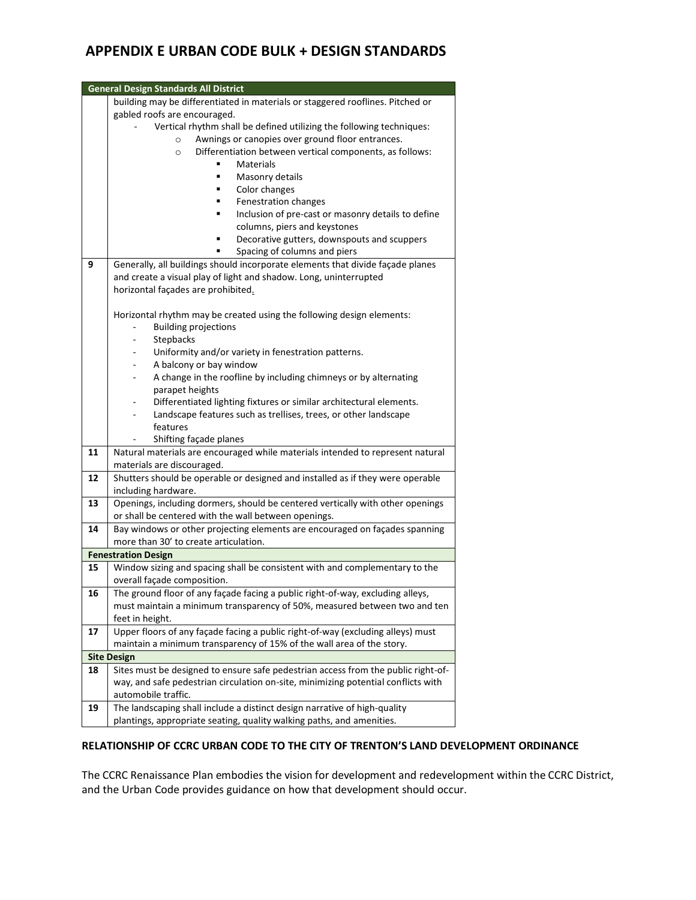## APPENDIX E URBAN CODE BULK + DESIGN STANDARDS

| General Design Standards All District | |
|---|---|
| | building may be differentiated in materials or staggered rooflines. Pitched or gabled roofs are encouraged.<br>- Vertical rhythm shall be defined utilizing the following techniques:<br>&nbsp;&nbsp;&nbsp;&nbsp;o Awnings or canopies over ground floor entrances.<br>&nbsp;&nbsp;&nbsp;&nbsp;o Differentiation between vertical components, as follows:<br>&nbsp;&nbsp;&nbsp;&nbsp;&nbsp;&nbsp;&nbsp;&nbsp;▪ Materials<br>&nbsp;&nbsp;&nbsp;&nbsp;&nbsp;&nbsp;&nbsp;&nbsp;▪ Masonry details<br>&nbsp;&nbsp;&nbsp;&nbsp;&nbsp;&nbsp;&nbsp;&nbsp;▪ Color changes<br>&nbsp;&nbsp;&nbsp;&nbsp;&nbsp;&nbsp;&nbsp;&nbsp;▪ Fenestration changes<br>&nbsp;&nbsp;&nbsp;&nbsp;&nbsp;&nbsp;&nbsp;&nbsp;▪ Inclusion of pre-cast or masonry details to define columns, piers and keystones<br>&nbsp;&nbsp;&nbsp;&nbsp;&nbsp;&nbsp;&nbsp;&nbsp;▪ Decorative gutters, downspouts and scuppers<br>&nbsp;&nbsp;&nbsp;&nbsp;&nbsp;&nbsp;&nbsp;&nbsp;▪ Spacing of columns and piers |
| **9** | Generally, all buildings should incorporate elements that divide façade planes and create a visual play of light and shadow. Long, uninterrupted horizontal façades are prohibited.<br><br>Horizontal rhythm may be created using the following design elements:<br>- Building projections<br>- Stepbacks<br>- Uniformity and/or variety in fenestration patterns.<br>- A balcony or bay window<br>- A change in the roofline by including chimneys or by alternating parapet heights<br>- Differentiated lighting fixtures or similar architectural elements.<br>- Landscape features such as trellises, trees, or other landscape features<br>- Shifting façade planes |
| **11** | Natural materials are encouraged while materials intended to represent natural materials are discouraged. |
| **12** | Shutters should be operable or designed and installed as if they were operable including hardware. |
| **13** | Openings, including dormers, should be centered vertically with other openings or shall be centered with the wall between openings. |
| **14** | Bay windows or other projecting elements are encouraged on façades spanning more than 30' to create articulation. |
| **Fenestration Design** | |
| **15** | Window sizing and spacing shall be consistent with and complementary to the overall façade composition. |
| **16** | The ground floor of any façade facing a public right-of-way, excluding alleys, must maintain a minimum transparency of 50%, measured between two and ten feet in height. |
| **17** | Upper floors of any façade facing a public right-of-way (excluding alleys) must maintain a minimum transparency of 15% of the wall area of the story. |
| **Site Design** | |
| **18** | Sites must be designed to ensure safe pedestrian access from the public right-of-way, and safe pedestrian circulation on-site, minimizing potential conflicts with automobile traffic. |
| **19** | The landscaping shall include a distinct design narrative of high-quality plantings, appropriate seating, quality walking paths, and amenities. |

**RELATIONSHIP OF CCRC URBAN CODE TO THE CITY OF TRENTON'S LAND DEVELOPMENT ORDINANCE**

The CCRC Renaissance Plan embodies the vision for development and redevelopment within the CCRC District, and the Urban Code provides guidance on how that development should occur.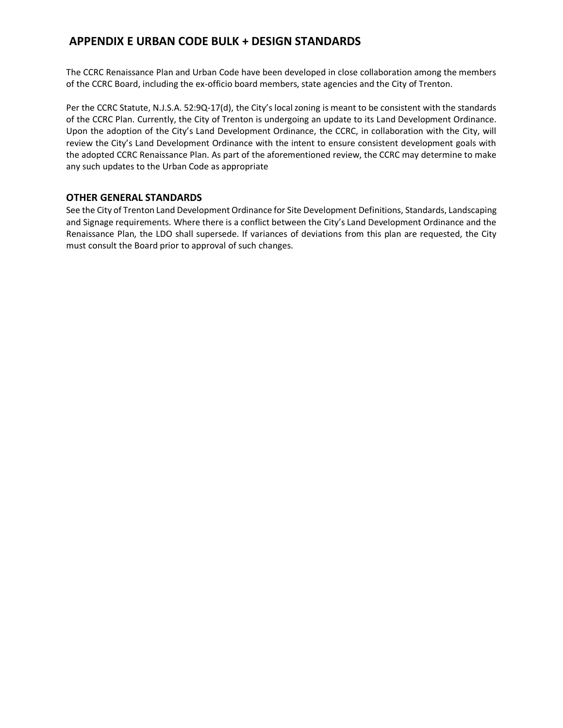# APPENDIX E URBAN CODE BULK + DESIGN STANDARDS

The CCRC Renaissance Plan and Urban Code have been developed in close collaboration among the members of the CCRC Board, including the ex-officio board members, state agencies and the City of Trenton.

Per the CCRC Statute, N.J.S.A. 52:9Q-17(d), the City's local zoning is meant to be consistent with the standards of the CCRC Plan. Currently, the City of Trenton is undergoing an update to its Land Development Ordinance. Upon the adoption of the City's Land Development Ordinance, the CCRC, in collaboration with the City, will review the City's Land Development Ordinance with the intent to ensure consistent development goals with the adopted CCRC Renaissance Plan. As part of the aforementioned review, the CCRC may determine to make any such updates to the Urban Code as appropriate

### OTHER GENERAL STANDARDS

See the City of Trenton Land Development Ordinance for Site Development Definitions, Standards, Landscaping and Signage requirements. Where there is a conflict between the City's Land Development Ordinance and the Renaissance Plan, the LDO shall supersede. If variances of deviations from this plan are requested, the City must consult the Board prior to approval of such changes.